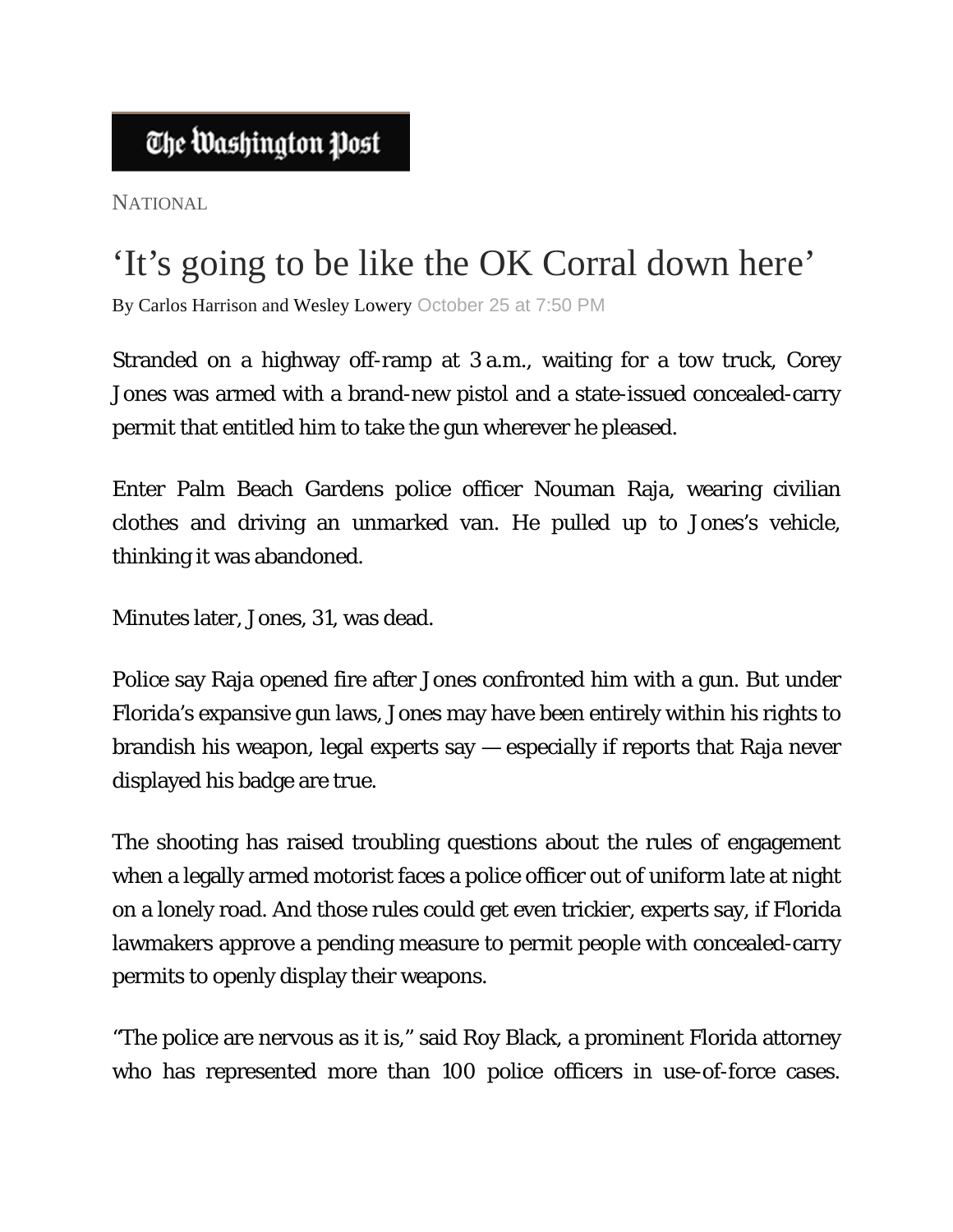**The Washington Post**

NATIONAL

# 'It's going to be like the OK Corral down here'

By Carlos Harrison and Wesley Lowery October 25 at 7:50 PM

Stranded on a highway off-ramp at 3 a.m., waiting for a tow truck, Corey Jones was armed with a brand-new pistol and a state-issued concealed-carry permit that entitled him to take the gun wherever he pleased.

Enter Palm Beach Gardens police officer Nouman Raja, wearing civilian clothes and driving an unmarked van. He pulled up to Jones's vehicle, thinking it was abandoned.

Minutes later, Jones, 31, was dead.

Police say Raja opened fire after Jones confronted him with a gun. But under Florida's expansive gun laws, Jones may have been entirely within his rights to brandish his weapon, legal experts say — especially if reports that Raja never displayed his badge are true.

The shooting has raised troubling questions about the rules of engagement when a legally armed motorist faces a police officer out of uniform late at night on a lonely road. And those rules could get even trickier, experts say, if Florida lawmakers approve a pending measure to permit people with concealed-carry permits to openly display their weapons.

"The police are nervous as it is," said Roy Black, a prominent Florida attorney who has represented more than 100 police officers in use-of-force cases.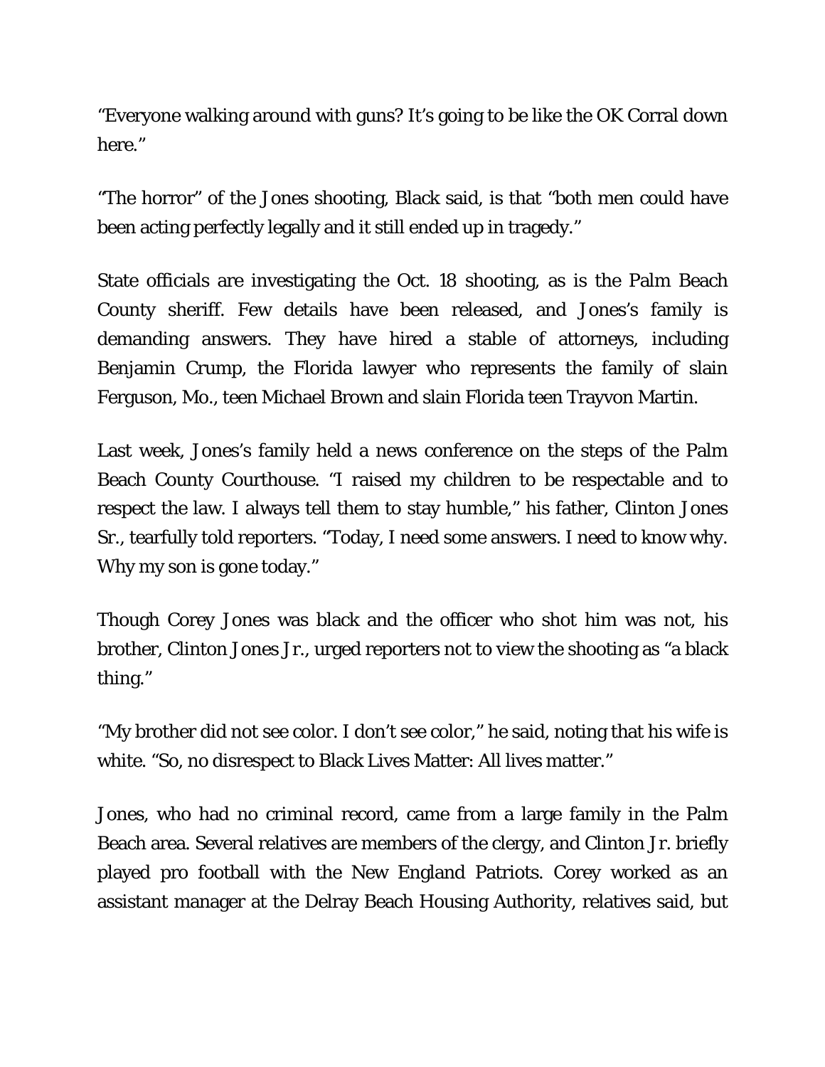"Everyone walking around with guns? It's going to be like the OK Corral down here."

"The horror" of the Jones shooting, Black said, is that "both men could have been acting perfectly legally and it still ended up in tragedy."

State officials are investigating the Oct. 18 shooting, as is the Palm Beach County sheriff. Few details have been released, and Jones's family is demanding answers. They have hired a stable of attorneys, including Benjamin Crump, the Florida lawyer who represents the family of slain Ferguson, Mo., teen Michael Brown and slain Florida teen Trayvon Martin.

Last week, Jones's family held a news conference on the steps of the Palm Beach County Courthouse. "I raised my children to be respectable and to respect the law. I always tell them to stay humble," his father, Clinton Jones Sr., tearfully told reporters. "Today, I need some answers. I need to know why. Why my son is gone today."

Though Corey Jones was black and the officer who shot him was not, his brother, Clinton Jones Jr., urged reporters not to view the shooting as "a black thing."

"My brother did not see color. I don't see color," he said, noting that his wife is white. "So, no disrespect to Black Lives Matter: All lives matter."

Jones, who had no criminal record, came from a large family in the Palm Beach area. Several relatives are members of the clergy, and Clinton Jr. briefly played pro football with the New England Patriots. Corey worked as an assistant manager at the Delray Beach Housing Authority, relatives said, but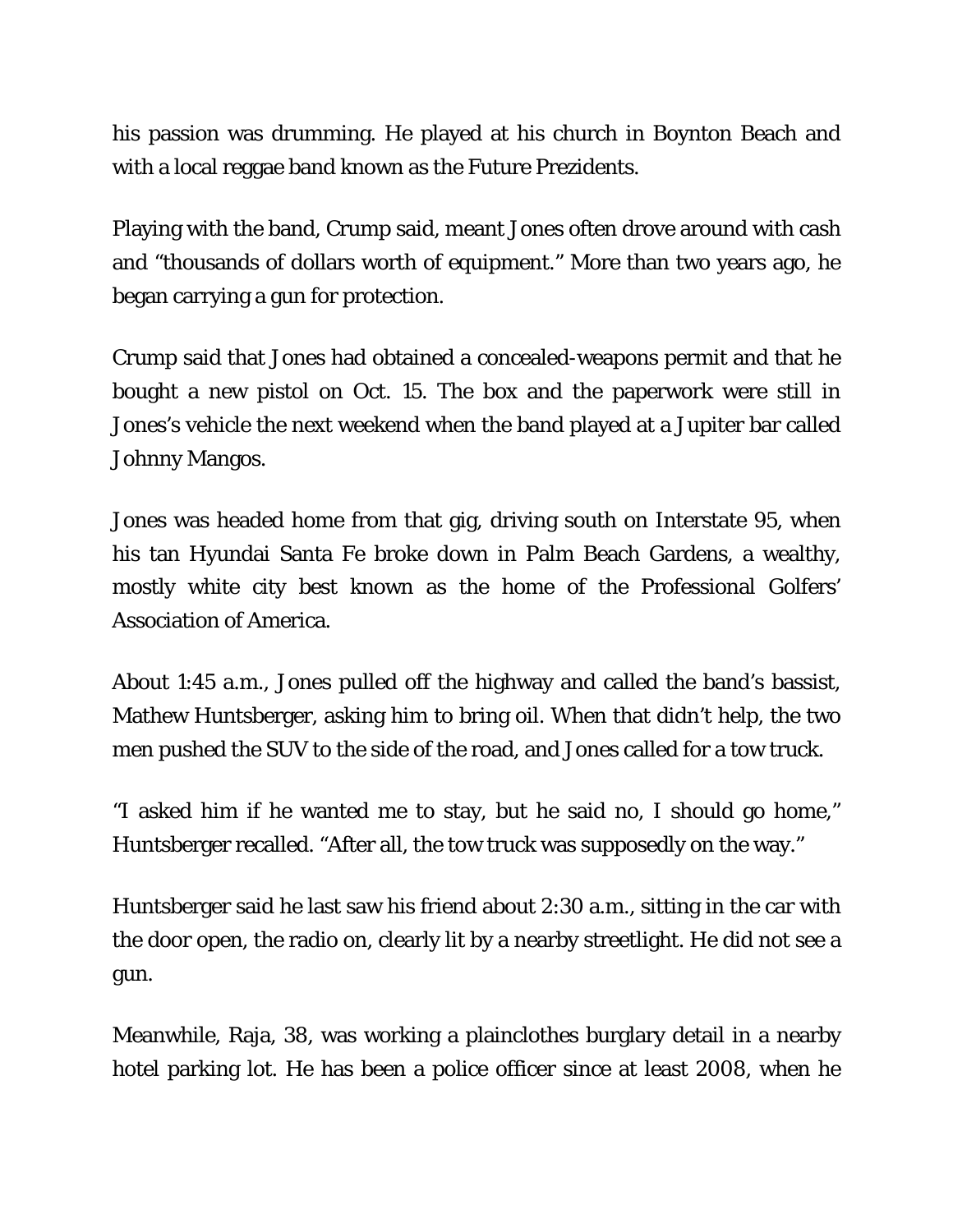his passion was drumming. He played at his church in Boynton Beach and with a local reggae band known as the Future Prezidents.

Playing with the band, Crump said, meant Jones often drove around with cash and “thousands of dollars worth of equipment.” More than two years ago, he began carrying a gun for protection.

Crump said that Jones had obtained a concealed-weapons permit and that he bought a new pistol on Oct. 15. The box and the paperwork were still in Jones’s vehicle the next weekend when the band played at a Jupiter bar called Johnny Mangos.

Jones was headed home from that gig, driving south on Interstate 95, when his tan Hyundai Santa Fe broke down in Palm Beach Gardens, a wealthy, mostly white city best known as the home of the Professional Golfers’ Association of America.

About 1:45 a.m., Jones pulled off the highway and called the band’s bassist, Mathew Huntsberger, asking him to bring oil. When that didn’t help, the two men pushed the SUV to the side of the road, and Jones called for a tow truck.

“I asked him if he wanted me to stay, but he said no, I should go home,” Huntsberger recalled. “After all, the tow truck was supposedly on the way.”

Huntsberger said he last saw his friend about 2:30 a.m., sitting in the car with the door open, the radio on, clearly lit by a nearby streetlight. He did not see a gun.

Meanwhile, Raja, 38, was working a plainclothes burglary detail in a nearby hotel parking lot. He has been a police officer since at least 2008, when he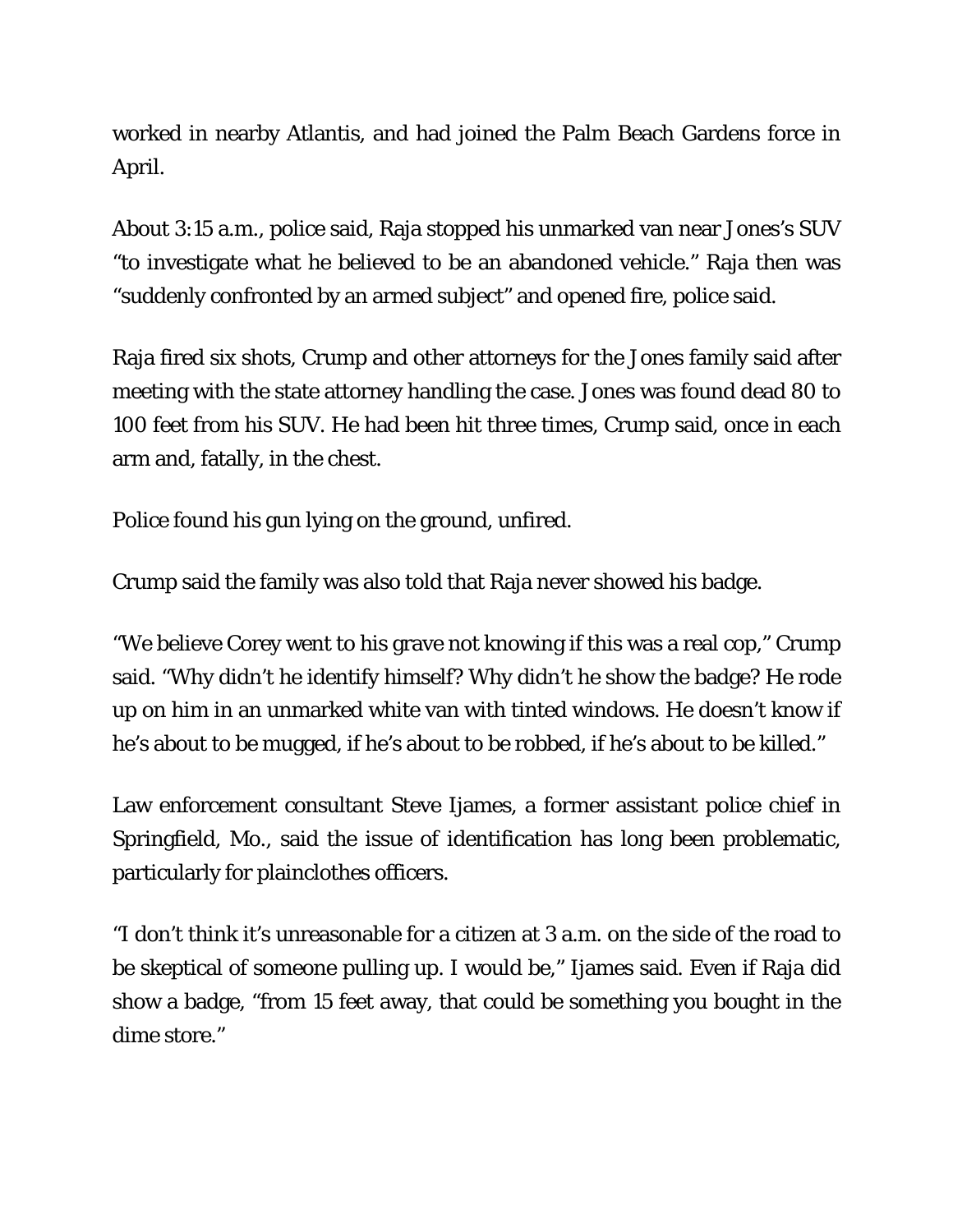worked in nearby Atlantis, and had joined the Palm Beach Gardens force in April.

About 3:15 a.m., police said, Raja stopped his unmarked van near Jones's SUV "to investigate what he believed to be an abandoned vehicle." Raja then was "suddenly confronted by an armed subject" and opened fire, police said.

Raja fired six shots, Crump and other attorneys for the Jones family said after meeting with the state attorney handling the case. Jones was found dead 80 to 100 feet from his SUV. He had been hit three times, Crump said, once in each arm and, fatally, in the chest.

Police found his gun lying on the ground, unfired.

Crump said the family was also told that Raja never showed his badge.

"We believe Corey went to his grave not knowing if this was a real cop," Crump said. "Why didn't he identify himself? Why didn't he show the badge? He rode up on him in an unmarked white van with tinted windows. He doesn't know if he's about to be mugged, if he's about to be robbed, if he's about to be killed."

Law enforcement consultant Steve Ijames, a former assistant police chief in Springfield, Mo., said the issue of identification has long been problematic, particularly for plainclothes officers.

"I don't think it's unreasonable for a citizen at 3 a.m. on the side of the road to be skeptical of someone pulling up. I would be," Ijames said. Even if Raja did show a badge, "from 15 feet away, that could be something you bought in the dime store."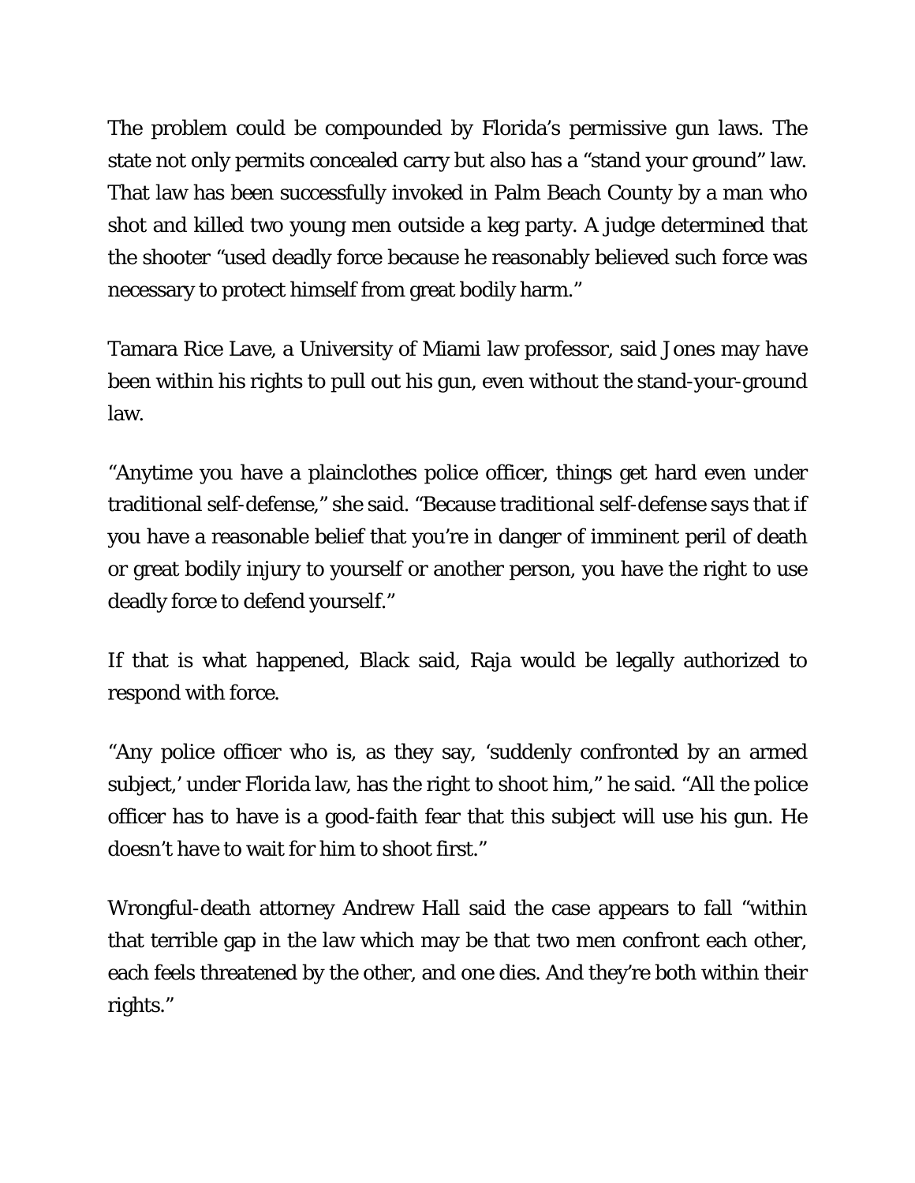The problem could be compounded by Florida's permissive gun laws. The state not only permits concealed carry but also has a "stand your ground" law. That law has been successfully invoked in Palm Beach County by a man who shot and killed two young men outside a keg party. A judge determined that the shooter "used deadly force because he reasonably believed such force was necessary to protect himself from great bodily harm."

Tamara Rice Lave, a University of Miami law professor, said Jones may have been within his rights to pull out his gun, even without the stand-your-ground law.

"Anytime you have a plainclothes police officer, things get hard even under traditional self-defense," she said. "Because traditional self-defense says that if you have a reasonable belief that you're in danger of imminent peril of death or great bodily injury to yourself or another person, you have the right to use deadly force to defend yourself."

If that is what happened, Black said, Raja would be legally authorized to respond with force.

"Any police officer who is, as they say, 'suddenly confronted by an armed subject,' under Florida law, has the right to shoot him," he said. "All the police officer has to have is a good-faith fear that this subject will use his gun. He doesn't have to wait for him to shoot first."

Wrongful-death attorney Andrew Hall said the case appears to fall "within that terrible gap in the law which may be that two men confront each other, each feels threatened by the other, and one dies. And they're both within their rights."